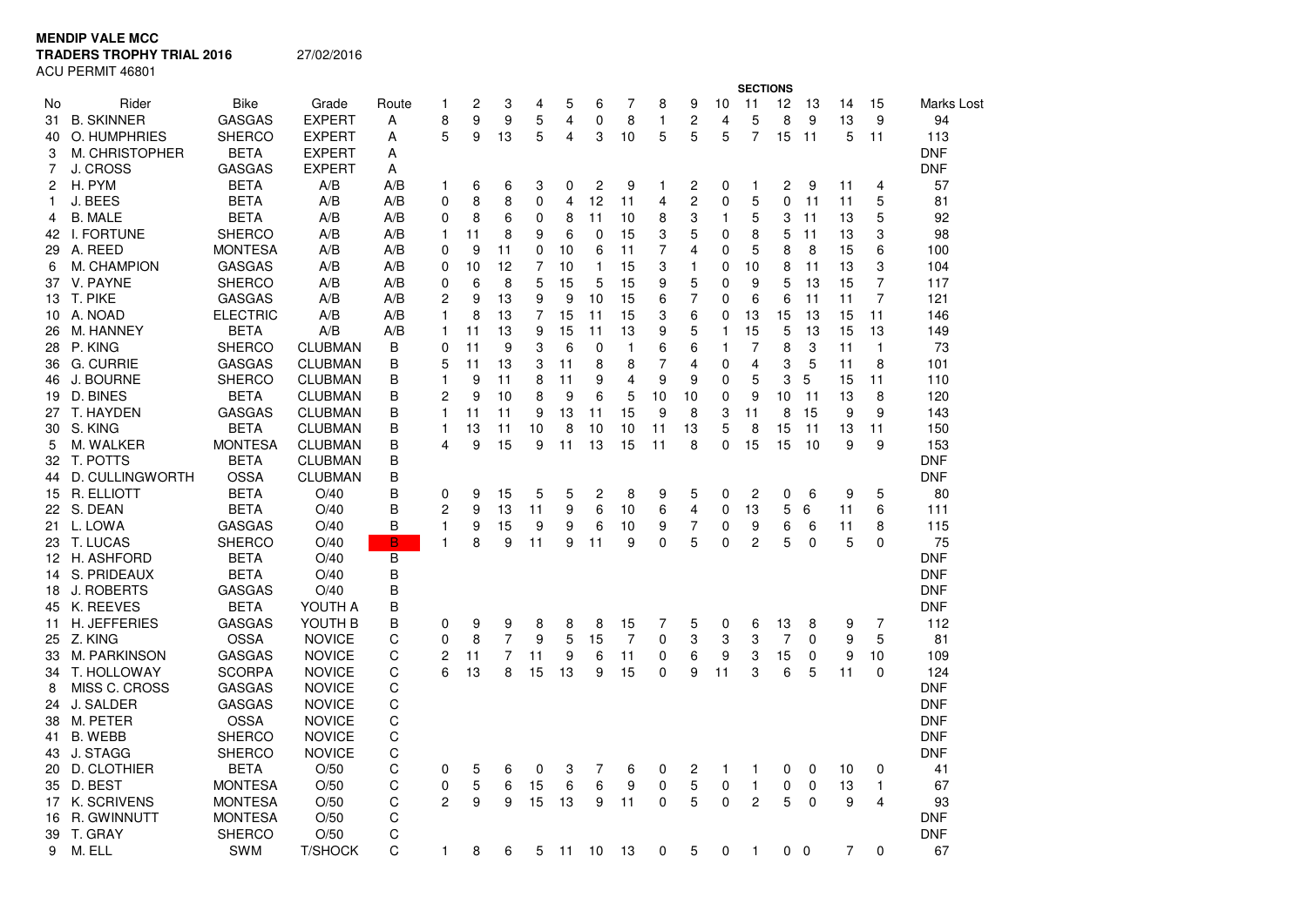**MENDIP VALE MCC**
**TRADERS TROPHY TRIAL 2016** 27/02/2016
ACU PERMIT 46801

| No | Rider | Bike | Grade | Route | 1 | 2 | 3 | 4 | 5 | 6 | 7 | 8 | 9 | 10 | 11 | 12 | 13 | 14 | 15 | Marks Lost |
|---|---|---|---|---|---|---|---|---|---|---|---|---|---|---|---|---|---|---|---|---|
| | | | | | | | | | | | | | | | SECTIONS | | | | | |
| 31 | B. SKINNER | GASGAS | EXPERT | A | 8 | 9 | 9 | 5 | 4 | 0 | 8 | 1 | 2 | 4 | 5 | 8 | 9 | 13 | 9 | 94 |
| 40 | O. HUMPHRIES | SHERCO | EXPERT | A | 5 | 9 | 13 | 5 | 4 | 3 | 10 | 5 | 5 | 5 | 7 | 15 | 11 | 5 | 11 | 113 |
| 3 | M. CHRISTOPHER | BETA | EXPERT | A | | | | | | | | | | | | | | | | DNF |
| 7 | J. CROSS | GASGAS | EXPERT | A | | | | | | | | | | | | | | | | DNF |
| 2 | H. PYM | BETA | A/B | A/B | 1 | 6 | 6 | 3 | 0 | 2 | 9 | 1 | 2 | 0 | 1 | 2 | 9 | 11 | 4 | 57 |
| 1 | J. BEES | BETA | A/B | A/B | 0 | 8 | 8 | 0 | 4 | 12 | 11 | 4 | 2 | 0 | 5 | 0 | 11 | 11 | 5 | 81 |
| 4 | B. MALE | BETA | A/B | A/B | 0 | 8 | 6 | 0 | 8 | 11 | 10 | 8 | 3 | 1 | 5 | 3 | 11 | 13 | 5 | 92 |
| 42 | I. FORTUNE | SHERCO | A/B | A/B | 1 | 11 | 8 | 9 | 6 | 0 | 15 | 3 | 5 | 0 | 8 | 5 | 11 | 13 | 3 | 98 |
| 29 | A. REED | MONTESA | A/B | A/B | 0 | 9 | 11 | 0 | 10 | 6 | 11 | 7 | 4 | 0 | 5 | 8 | 8 | 15 | 6 | 100 |
| 6 | M. CHAMPION | GASGAS | A/B | A/B | 0 | 10 | 12 | 7 | 10 | 1 | 15 | 3 | 1 | 0 | 10 | 8 | 11 | 13 | 3 | 104 |
| 37 | V. PAYNE | SHERCO | A/B | A/B | 0 | 6 | 8 | 5 | 15 | 5 | 15 | 9 | 5 | 0 | 9 | 5 | 13 | 15 | 7 | 117 |
| 13 | T. PIKE | GASGAS | A/B | A/B | 2 | 9 | 13 | 9 | 9 | 10 | 15 | 6 | 7 | 0 | 6 | 6 | 11 | 11 | 7 | 121 |
| 10 | A. NOAD | ELECTRIC | A/B | A/B | 1 | 8 | 13 | 7 | 15 | 11 | 15 | 3 | 6 | 0 | 13 | 15 | 13 | 15 | 11 | 146 |
| 26 | M. HANNEY | BETA | A/B | A/B | 1 | 11 | 13 | 9 | 15 | 11 | 13 | 9 | 5 | 1 | 15 | 5 | 13 | 15 | 13 | 149 |
| 28 | P. KING | SHERCO | CLUBMAN | B | 0 | 11 | 9 | 3 | 6 | 0 | 1 | 6 | 6 | 1 | 7 | 8 | 3 | 11 | 1 | 73 |
| 36 | G. CURRIE | GASGAS | CLUBMAN | B | 5 | 11 | 13 | 3 | 11 | 8 | 8 | 7 | 4 | 0 | 4 | 3 | 5 | 11 | 8 | 101 |
| 46 | J. BOURNE | SHERCO | CLUBMAN | B | 1 | 9 | 11 | 8 | 11 | 9 | 4 | 9 | 9 | 0 | 5 | 3 | 5 | 15 | 11 | 110 |
| 19 | D. BINES | BETA | CLUBMAN | B | 2 | 9 | 10 | 8 | 9 | 6 | 5 | 10 | 10 | 0 | 9 | 10 | 11 | 13 | 8 | 120 |
| 27 | T. HAYDEN | GASGAS | CLUBMAN | B | 1 | 11 | 11 | 9 | 13 | 11 | 15 | 9 | 8 | 3 | 11 | 8 | 15 | 9 | 9 | 143 |
| 30 | S. KING | BETA | CLUBMAN | B | 1 | 13 | 11 | 10 | 8 | 10 | 10 | 11 | 13 | 5 | 8 | 15 | 11 | 13 | 11 | 150 |
| 5 | M. WALKER | MONTESA | CLUBMAN | B | 4 | 9 | 15 | 9 | 11 | 13 | 15 | 11 | 8 | 0 | 15 | 15 | 10 | 9 | 9 | 153 |
| 32 | T. POTTS | BETA | CLUBMAN | B | | | | | | | | | | | | | | | | DNF |
| 44 | D. CULLINGWORTH | OSSA | CLUBMAN | B | | | | | | | | | | | | | | | | DNF |
| 15 | R. ELLIOTT | BETA | O/40 | B | 0 | 9 | 15 | 5 | 5 | 2 | 8 | 9 | 5 | 0 | 2 | 0 | 6 | 9 | 5 | 80 |
| 22 | S. DEAN | BETA | O/40 | B | 2 | 9 | 13 | 11 | 9 | 6 | 10 | 6 | 4 | 0 | 13 | 5 | 6 | 11 | 6 | 111 |
| 21 | L. LOWA | GASGAS | O/40 | B | 1 | 9 | 15 | 9 | 9 | 6 | 10 | 9 | 7 | 0 | 9 | 6 | 6 | 11 | 8 | 115 |
| 23 | T. LUCAS | SHERCO | O/40 | B | 1 | 8 | 9 | 11 | 9 | 11 | 9 | 0 | 5 | 0 | 2 | 5 | 0 | 5 | 0 | 75 |
| 12 | H. ASHFORD | BETA | O/40 | B | | | | | | | | | | | | | | | | DNF |
| 14 | S. PRIDEAUX | BETA | O/40 | B | | | | | | | | | | | | | | | | DNF |
| 18 | J. ROBERTS | GASGAS | O/40 | B | | | | | | | | | | | | | | | | DNF |
| 45 | K. REEVES | BETA | YOUTH A | B | | | | | | | | | | | | | | | | DNF |
| 11 | H. JEFFERIES | GASGAS | YOUTH B | B | 0 | 9 | 9 | 8 | 8 | 8 | 15 | 7 | 5 | 0 | 6 | 13 | 8 | 9 | 7 | 112 |
| 25 | Z. KING | OSSA | NOVICE | C | 0 | 8 | 7 | 9 | 5 | 15 | 7 | 0 | 3 | 3 | 3 | 7 | 0 | 9 | 5 | 81 |
| 33 | M. PARKINSON | GASGAS | NOVICE | C | 2 | 11 | 7 | 11 | 9 | 6 | 11 | 0 | 6 | 9 | 3 | 15 | 0 | 9 | 10 | 109 |
| 34 | T. HOLLOWAY | SCORPA | NOVICE | C | 6 | 13 | 8 | 15 | 13 | 9 | 15 | 0 | 9 | 11 | 3 | 6 | 5 | 11 | 0 | 124 |
| 8 | MISS C. CROSS | GASGAS | NOVICE | C | | | | | | | | | | | | | | | | DNF |
| 24 | J. SALDER | GASGAS | NOVICE | C | | | | | | | | | | | | | | | | DNF |
| 38 | M. PETER | OSSA | NOVICE | C | | | | | | | | | | | | | | | | DNF |
| 41 | B. WEBB | SHERCO | NOVICE | C | | | | | | | | | | | | | | | | DNF |
| 43 | J. STAGG | SHERCO | NOVICE | C | | | | | | | | | | | | | | | | DNF |
| 20 | D. CLOTHIER | BETA | O/50 | C | 0 | 5 | 6 | 0 | 3 | 7 | 6 | 0 | 2 | 1 | 1 | 0 | 0 | 10 | 0 | 41 |
| 35 | D. BEST | MONTESA | O/50 | C | 0 | 5 | 6 | 15 | 6 | 6 | 9 | 0 | 5 | 0 | 1 | 0 | 0 | 13 | 1 | 67 |
| 17 | K. SCRIVENS | MONTESA | O/50 | C | 2 | 9 | 9 | 15 | 13 | 9 | 11 | 0 | 5 | 0 | 2 | 5 | 0 | 9 | 4 | 93 |
| 16 | R. GWINNUTT | MONTESA | O/50 | C | | | | | | | | | | | | | | | | DNF |
| 39 | T. GRAY | SHERCO | O/50 | C | | | | | | | | | | | | | | | | DNF |
| 9 | M. ELL | SWM | T/SHOCK | C | 1 | 8 | 6 | 5 | 11 | 10 | 13 | 0 | 5 | 0 | 1 | 0 | 0 | 7 | 0 | 67 |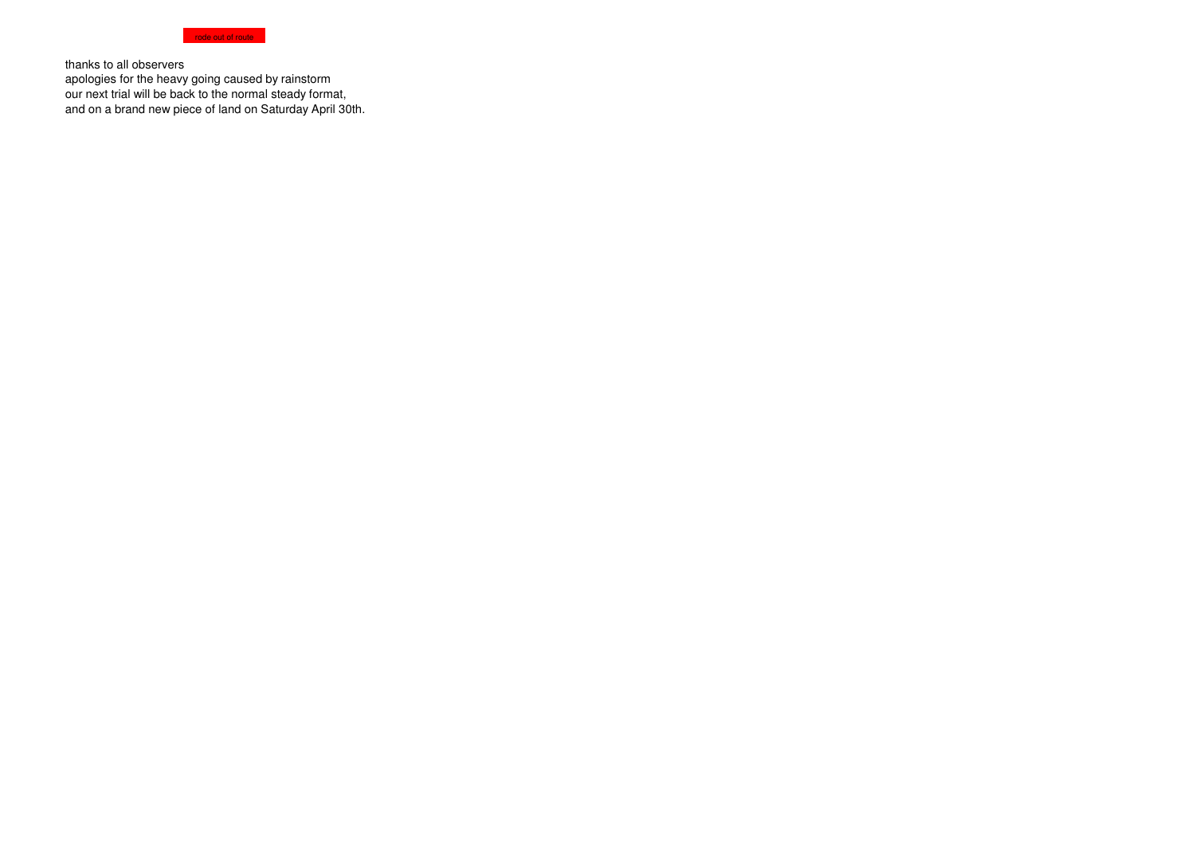rode out of route

thanks to all observers
apologies for the heavy going caused by rainstorm
our next trial will be back to the normal steady format,
and on a brand new piece of land on Saturday April 30th.